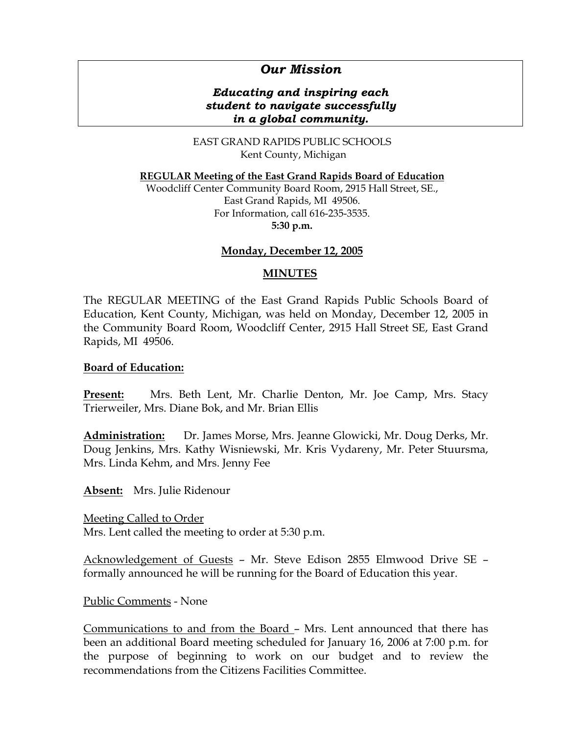## *Our Mission*

***Educating and inspiring each student to navigate successfully in a global community.***

EAST GRAND RAPIDS PUBLIC SCHOOLS
Kent County, Michigan

**REGULAR Meeting of the East Grand Rapids Board of Education**
Woodcliff Center Community Board Room, 2915 Hall Street, SE., East Grand Rapids, MI 49506.
For Information, call 616-235-3535.
**5:30 p.m.**

**Monday, December 12, 2005**

**MINUTES**

The REGULAR MEETING of the East Grand Rapids Public Schools Board of Education, Kent County, Michigan, was held on Monday, December 12, 2005 in the Community Board Room, Woodcliff Center, 2915 Hall Street SE, East Grand Rapids, MI 49506.

**Board of Education:**

**Present:** Mrs. Beth Lent, Mr. Charlie Denton, Mr. Joe Camp, Mrs. Stacy Trierweiler, Mrs. Diane Bok, and Mr. Brian Ellis

**Administration:** Dr. James Morse, Mrs. Jeanne Glowicki, Mr. Doug Derks, Mr. Doug Jenkins, Mrs. Kathy Wisniewski, Mr. Kris Vydareny, Mr. Peter Stuursma, Mrs. Linda Kehm, and Mrs. Jenny Fee

**Absent:** Mrs. Julie Ridenour

Meeting Called to Order
Mrs. Lent called the meeting to order at 5:30 p.m.

Acknowledgement of Guests – Mr. Steve Edison 2855 Elmwood Drive SE – formally announced he will be running for the Board of Education this year.

Public Comments - None

Communications to and from the Board – Mrs. Lent announced that there has been an additional Board meeting scheduled for January 16, 2006 at 7:00 p.m. for the purpose of beginning to work on our budget and to review the recommendations from the Citizens Facilities Committee.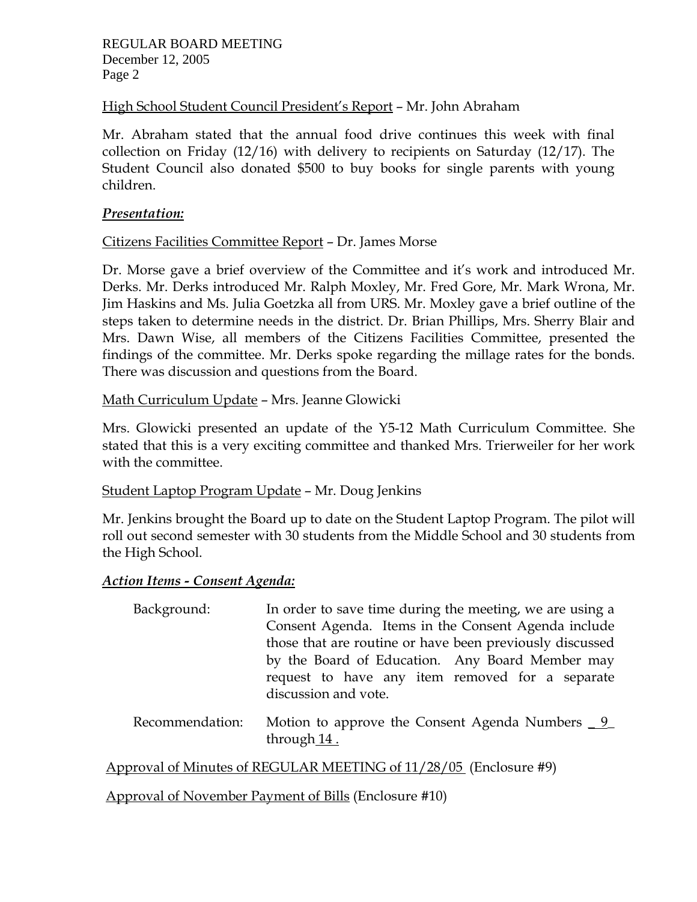High School Student Council President's Report – Mr. John Abraham

Mr. Abraham stated that the annual food drive continues this week with final collection on Friday (12/16) with delivery to recipients on Saturday (12/17). The Student Council also donated $500 to buy books for single parents with young children.

***Presentation:***

Citizens Facilities Committee Report – Dr. James Morse

Dr. Morse gave a brief overview of the Committee and it's work and introduced Mr. Derks. Mr. Derks introduced Mr. Ralph Moxley, Mr. Fred Gore, Mr. Mark Wrona, Mr. Jim Haskins and Ms. Julia Goetzka all from URS. Mr. Moxley gave a brief outline of the steps taken to determine needs in the district. Dr. Brian Phillips, Mrs. Sherry Blair and Mrs. Dawn Wise, all members of the Citizens Facilities Committee, presented the findings of the committee. Mr. Derks spoke regarding the millage rates for the bonds. There was discussion and questions from the Board.

Math Curriculum Update – Mrs. Jeanne Glowicki

Mrs. Glowicki presented an update of the Y5-12 Math Curriculum Committee. She stated that this is a very exciting committee and thanked Mrs. Trierweiler for her work with the committee.

Student Laptop Program Update – Mr. Doug Jenkins

Mr. Jenkins brought the Board up to date on the Student Laptop Program. The pilot will roll out second semester with 30 students from the Middle School and 30 students from the High School.

***Action Items - Consent Agenda:***

Background: In order to save time during the meeting, we are using a Consent Agenda. Items in the Consent Agenda include those that are routine or have been previously discussed by the Board of Education. Any Board Member may request to have any item removed for a separate discussion and vote.

Recommendation: Motion to approve the Consent Agenda Numbers 9 through 14 .

Approval of Minutes of REGULAR MEETING of 11/28/05 (Enclosure #9)

Approval of November Payment of Bills (Enclosure #10)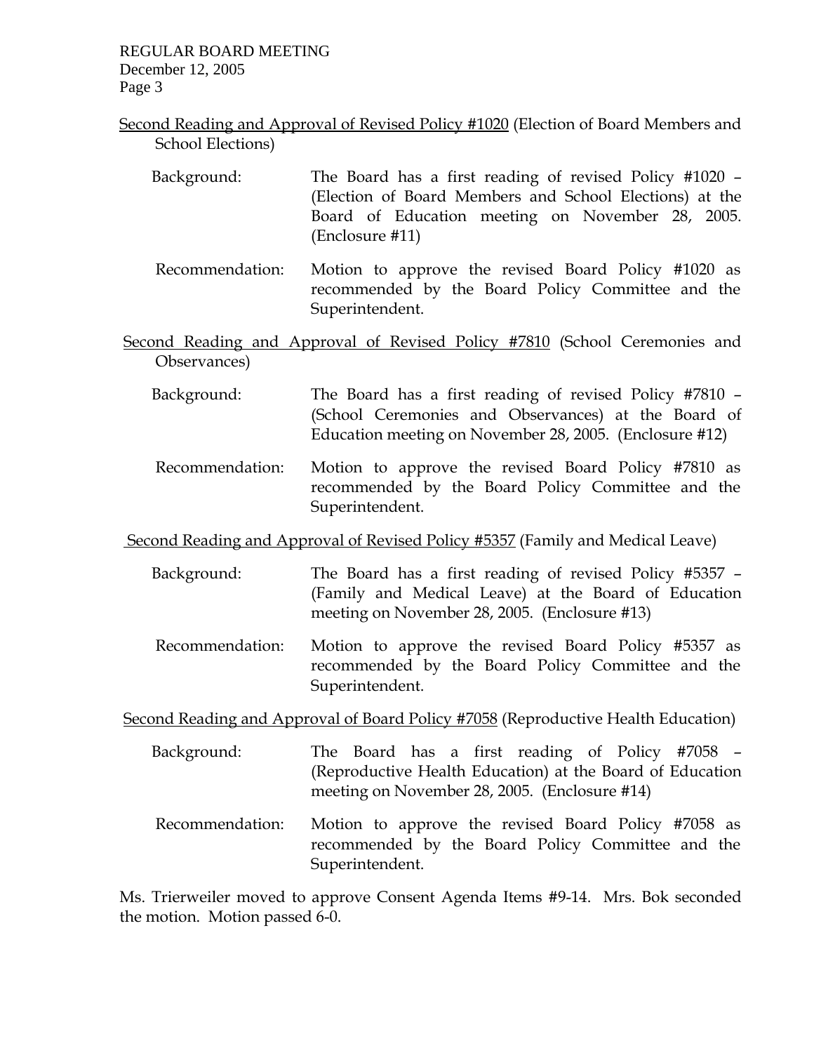<u>Second Reading and Approval of Revised Policy #1020</u> (Election of Board Members and School Elections)

Background: The Board has a first reading of revised Policy #1020 – (Election of Board Members and School Elections) at the Board of Education meeting on November 28, 2005. (Enclosure #11)

Recommendation: Motion to approve the revised Board Policy #1020 as recommended by the Board Policy Committee and the Superintendent.

<u>Second Reading and Approval of Revised Policy #7810</u> (School Ceremonies and Observances)

Background: The Board has a first reading of revised Policy #7810 – (School Ceremonies and Observances) at the Board of Education meeting on November 28, 2005. (Enclosure #12)

Recommendation: Motion to approve the revised Board Policy #7810 as recommended by the Board Policy Committee and the Superintendent.

<u>Second Reading and Approval of Revised Policy #5357</u> (Family and Medical Leave)

Background: The Board has a first reading of revised Policy #5357 – (Family and Medical Leave) at the Board of Education meeting on November 28, 2005. (Enclosure #13)

Recommendation: Motion to approve the revised Board Policy #5357 as recommended by the Board Policy Committee and the Superintendent.

<u>Second Reading and Approval of Board Policy #7058</u> (Reproductive Health Education)

Background: The Board has a first reading of Policy #7058 – (Reproductive Health Education) at the Board of Education meeting on November 28, 2005. (Enclosure #14)

Recommendation: Motion to approve the revised Board Policy #7058 as recommended by the Board Policy Committee and the Superintendent.

Ms. Trierweiler moved to approve Consent Agenda Items #9-14. Mrs. Bok seconded the motion. Motion passed 6-0.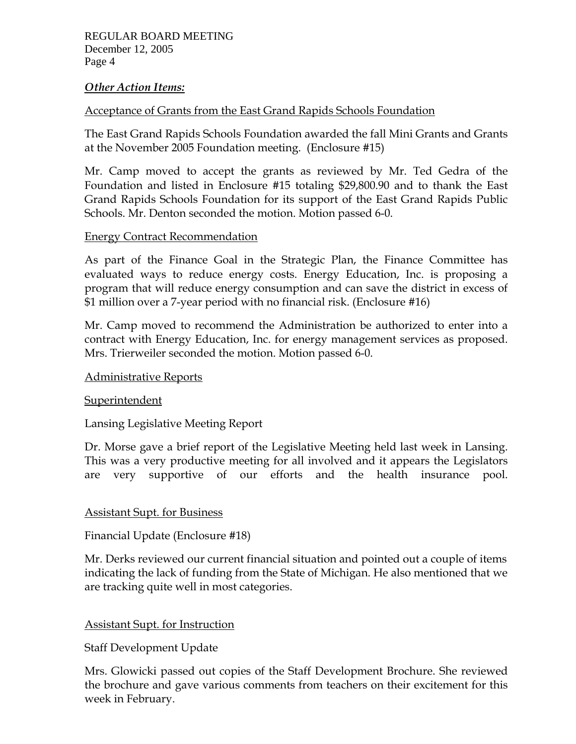***Other Action Items:***

Acceptance of Grants from the East Grand Rapids Schools Foundation

The East Grand Rapids Schools Foundation awarded the fall Mini Grants and Grants at the November 2005 Foundation meeting. (Enclosure #15)

Mr. Camp moved to accept the grants as reviewed by Mr. Ted Gedra of the Foundation and listed in Enclosure #15 totaling $29,800.90 and to thank the East Grand Rapids Schools Foundation for its support of the East Grand Rapids Public Schools. Mr. Denton seconded the motion. Motion passed 6-0.

Energy Contract Recommendation

As part of the Finance Goal in the Strategic Plan, the Finance Committee has evaluated ways to reduce energy costs. Energy Education, Inc. is proposing a program that will reduce energy consumption and can save the district in excess of $1 million over a 7-year period with no financial risk. (Enclosure #16)

Mr. Camp moved to recommend the Administration be authorized to enter into a contract with Energy Education, Inc. for energy management services as proposed. Mrs. Trierweiler seconded the motion. Motion passed 6-0.

Administrative Reports

Superintendent

Lansing Legislative Meeting Report

Dr. Morse gave a brief report of the Legislative Meeting held last week in Lansing. This was a very productive meeting for all involved and it appears the Legislators are very supportive of our efforts and the health insurance pool.

Assistant Supt. for Business

Financial Update (Enclosure #18)

Mr. Derks reviewed our current financial situation and pointed out a couple of items indicating the lack of funding from the State of Michigan. He also mentioned that we are tracking quite well in most categories.

Assistant Supt. for Instruction

Staff Development Update

Mrs. Glowicki passed out copies of the Staff Development Brochure. She reviewed the brochure and gave various comments from teachers on their excitement for this week in February.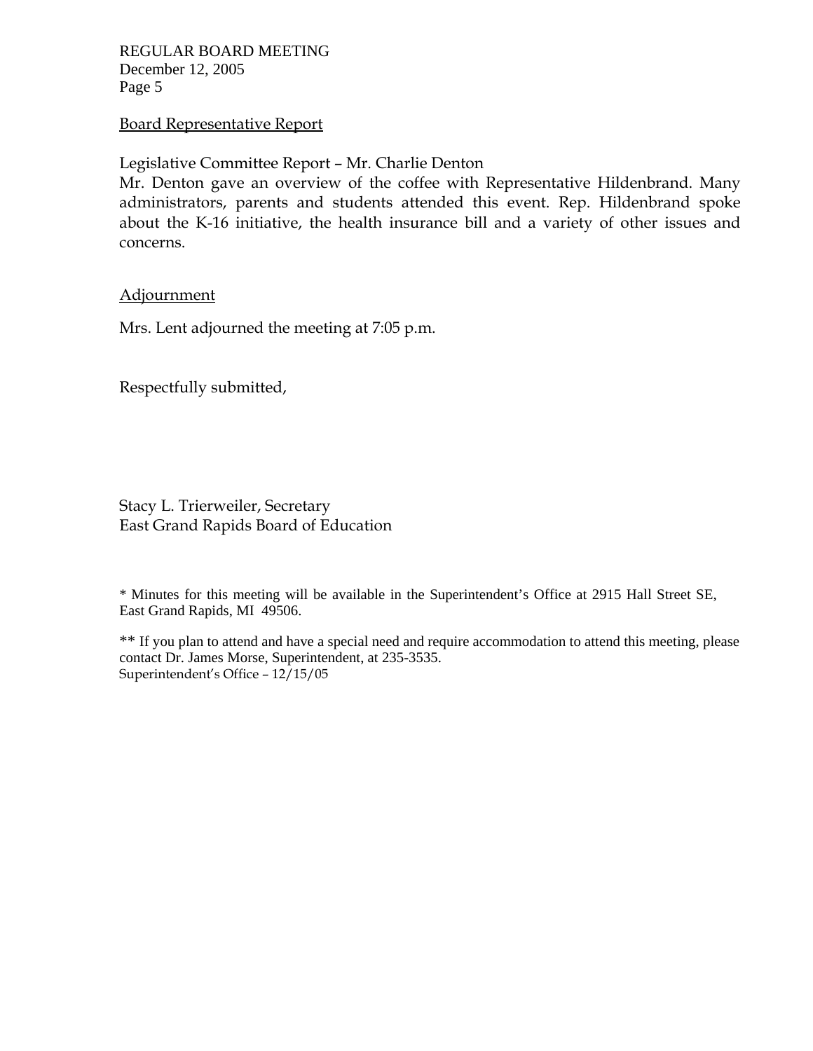Board Representative Report

Legislative Committee Report – Mr. Charlie Denton

Mr. Denton gave an overview of the coffee with Representative Hildenbrand. Many administrators, parents and students attended this event. Rep. Hildenbrand spoke about the K-16 initiative, the health insurance bill and a variety of other issues and concerns.

Adjournment

Mrs. Lent adjourned the meeting at 7:05 p.m.

Respectfully submitted,

Stacy L. Trierweiler, Secretary
East Grand Rapids Board of Education

* Minutes for this meeting will be available in the Superintendent's Office at 2915 Hall Street SE, East Grand Rapids, MI 49506.

** If you plan to attend and have a special need and require accommodation to attend this meeting, please contact Dr. James Morse, Superintendent, at 235-3535.

Superintendent's Office – 12/15/05